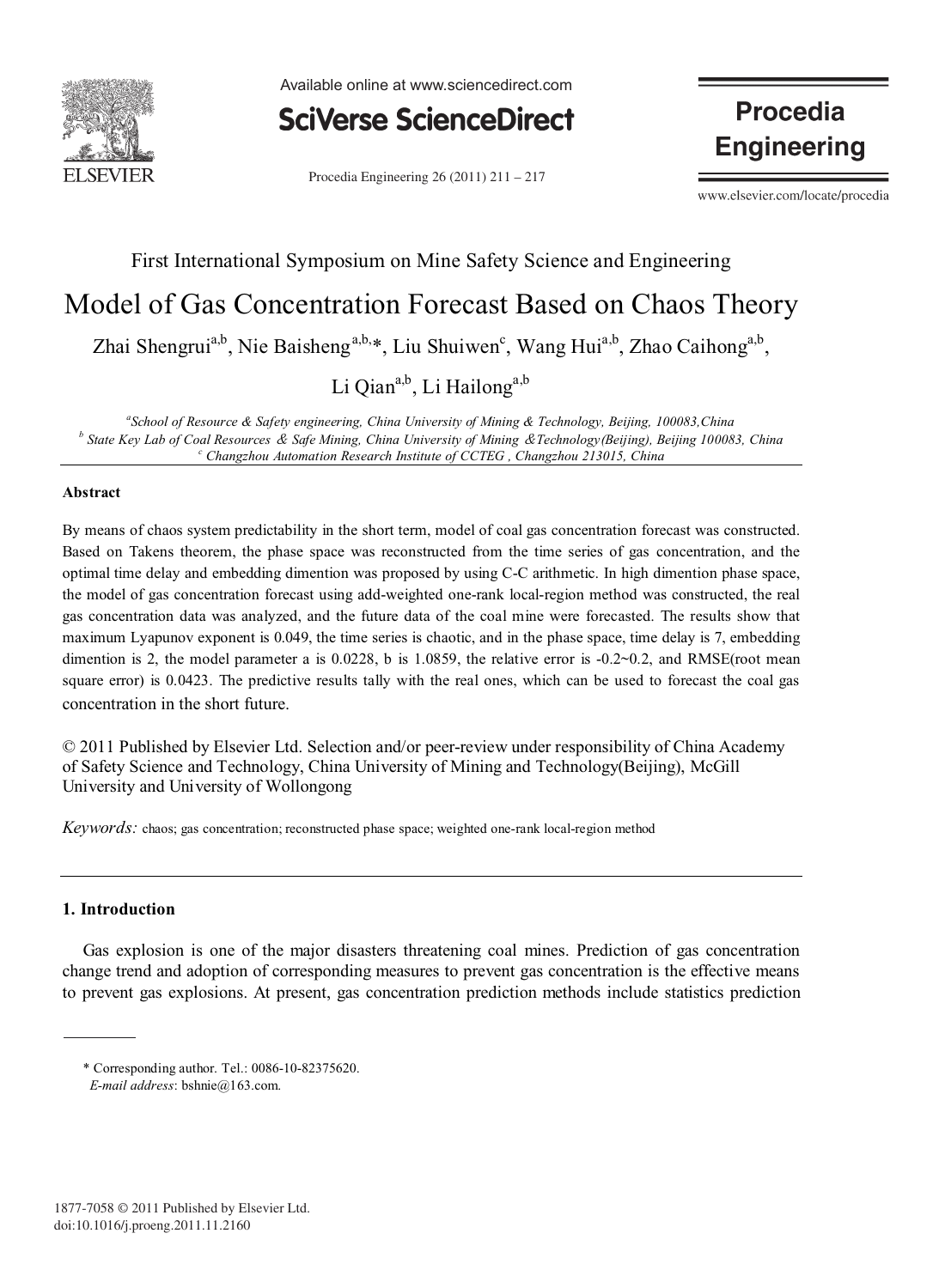First International Symposium on Mine Safety Science and Engineering

# Model of Gas Concentration Forecast Based on Chaos Theory

Zhai Shengrui[a,b], Nie Baisheng[a,b,*], Liu Shuiwen[c], Wang Hui[a,b], Zhao Caihong[a,b], Li Qian[a,b], Li Hailong[a,b]

*[a]School of Resource & Safety engineering, China University of Mining & Technology, Beijing, 100083,China*
*[b] State Key Lab of Coal Resources & Safe Mining, China University of Mining &Technology(Beijing), Beijing 100083, China*
*[c] Changzhou Automation Research Institute of CCTEG , Changzhou 213015, China*

## Abstract

By means of chaos system predictability in the short term, model of coal gas concentration forecast was constructed. Based on Takens theorem, the phase space was reconstructed from the time series of gas concentration, and the optimal time delay and embedding dimention was proposed by using C-C arithmetic. In high dimention phase space, the model of gas concentration forecast using add-weighted one-rank local-region method was constructed, the real gas concentration data was analyzed, and the future data of the coal mine were forecasted. The results show that maximum Lyapunov exponent is 0.049, the time series is chaotic, and in the phase space, time delay is 7, embedding dimention is 2, the model parameter a is 0.0228, b is 1.0859, the relative error is -0.2~0.2, and RMSE(root mean square error) is 0.0423. The predictive results tally with the real ones, which can be used to forecast the coal gas concentration in the short future.

© 2011 Published by Elsevier Ltd. Selection and/or peer-review under responsibility of China Academy of Safety Science and Technology, China University of Mining and Technology(Beijing), McGill University and University of Wollongong

*Keywords:* chaos; gas concentration; reconstructed phase space; weighted one-rank local-region method

## 1. Introduction

Gas explosion is one of the major disasters threatening coal mines. Prediction of gas concentration change trend and adoption of corresponding measures to prevent gas concentration is the effective means to prevent gas explosions. At present, gas concentration prediction methods include statistics prediction

\* Corresponding author. Tel.: 0086-10-82375620.
*E-mail address*: bshnie@163.com.

1877-7058 © 2011 Published by Elsevier Ltd.
doi:10.1016/j.proeng.2011.11.2160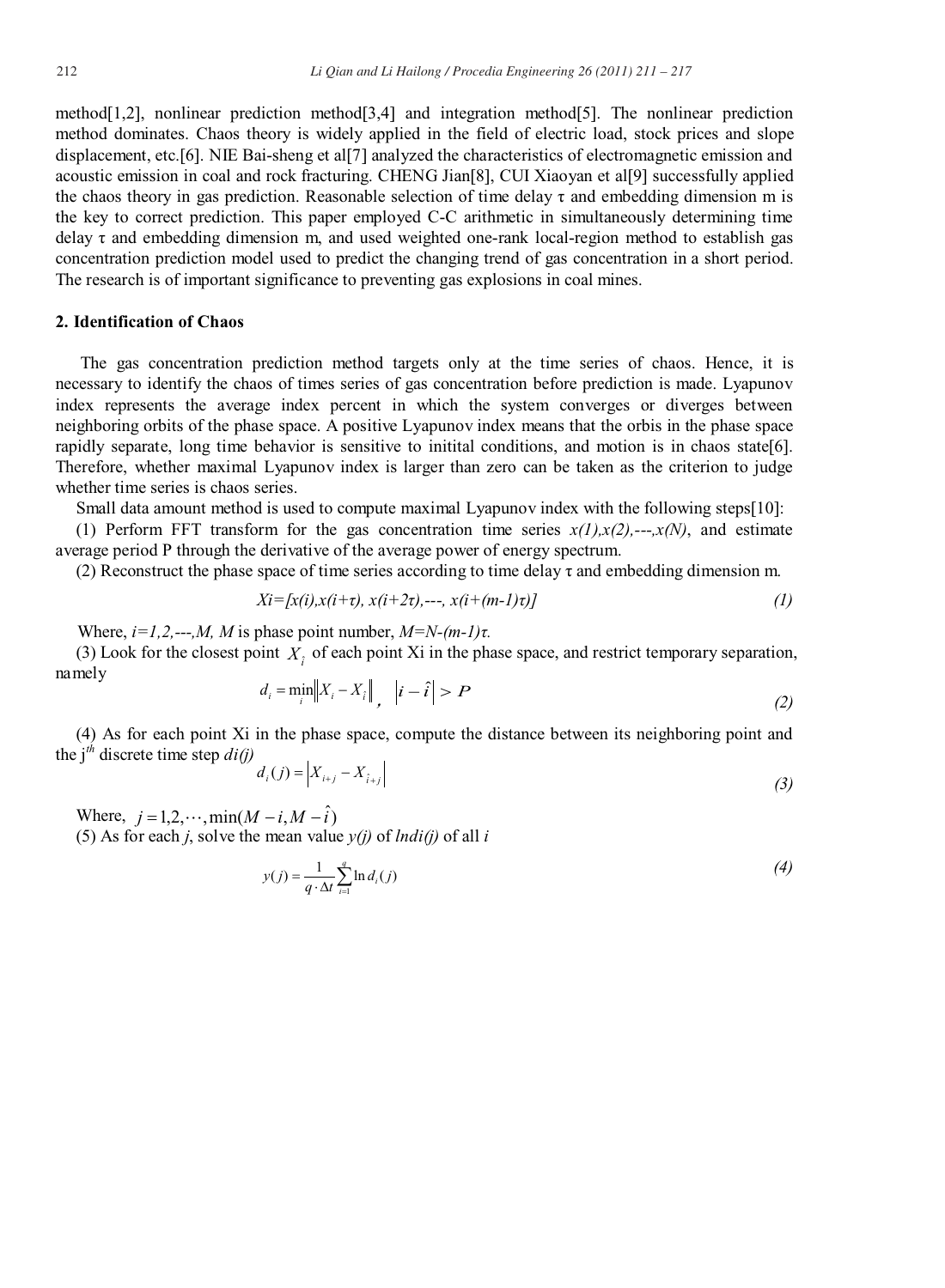method[1,2], nonlinear prediction method[3,4] and integration method[5]. The nonlinear prediction method dominates. Chaos theory is widely applied in the field of electric load, stock prices and slope displacement, etc.[6]. NIE Bai-sheng et al[7] analyzed the characteristics of electromagnetic emission and acoustic emission in coal and rock fracturing. CHENG Jian[8], CUI Xiaoyan et al[9] successfully applied the chaos theory in gas prediction. Reasonable selection of time delay τ and embedding dimension m is the key to correct prediction. This paper employed C-C arithmetic in simultaneously determining time delay τ and embedding dimension m, and used weighted one-rank local-region method to establish gas concentration prediction model used to predict the changing trend of gas concentration in a short period. The research is of important significance to preventing gas explosions in coal mines.

## 2. Identification of Chaos

The gas concentration prediction method targets only at the time series of chaos. Hence, it is necessary to identify the chaos of times series of gas concentration before prediction is made. Lyapunov index represents the average index percent in which the system converges or diverges between neighboring orbits of the phase space. A positive Lyapunov index means that the orbis in the phase space rapidly separate, long time behavior is sensitive to initital conditions, and motion is in chaos state[6]. Therefore, whether maximal Lyapunov index is larger than zero can be taken as the criterion to judge whether time series is chaos series.

Small data amount method is used to compute maximal Lyapunov index with the following steps[10]:

(1) Perform FFT transform for the gas concentration time series $x(1),x(2),\cdots,x(N)$, and estimate average period P through the derivative of the average power of energy spectrum.

(2) Reconstruct the phase space of time series according to time delay τ and embedding dimension m.

$$X_i=[x(i),x(i+\tau), x(i+2\tau),\cdots, x(i+(m-1)\tau)] \tag{1}$$

Where, $i=1,2,\cdots,M$, $M$ is phase point number, $M=N-(m-1)\tau$.

(3) Look for the closest point $X_{\hat{i}}$ of each point Xi in the phase space, and restrict temporary separation, namely

$$d_i = \min_{i}\left\| X_i - X_{\hat{i}} \right\|, \quad \left| i - \hat{i} \right| > P \tag{2}$$

(4) As for each point Xi in the phase space, compute the distance between its neighboring point and the j[th] discrete time step $d_i(j)$

$$d_i(j) = \left| X_{i+j} - X_{\hat{i}+j} \right| \tag{3}$$

Where, $j = 1,2,\cdots,\min(M-i, M-\hat{i})$

(5) As for each $j$, solve the mean value $y(j)$ of $\ln d_i(j)$ of all $i$

$$y(j) = \frac{1}{q \cdot \Delta t}\sum_{i=1}^{q}\ln d_i(j) \tag{4}$$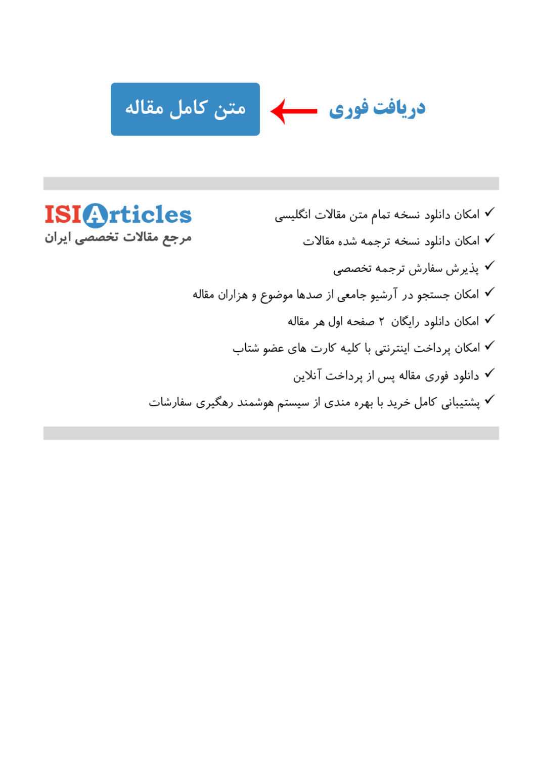دریافت فوری ← **متن کامل مقاله**

**ISIArticles**
مرجع مقالات تخصصی ایران

- ✓ امکان دانلود نسخه تمام متن مقالات انگلیسی
- ✓ امکان دانلود نسخه ترجمه شده مقالات
- ✓ پذیرش سفارش ترجمه تخصصی
- ✓ امکان جستجو در آرشیو جامعی از صدها موضوع و هزاران مقاله
- ✓ امکان دانلود رایگان ۲ صفحه اول هر مقاله
- ✓ امکان پرداخت اینترنتی با کلیه کارت های عضو شتاب
- ✓ دانلود فوری مقاله پس از پرداخت آنلاین
- ✓ پشتیبانی کامل خرید با بهره مندی از سیستم هوشمند رهگیری سفارشات